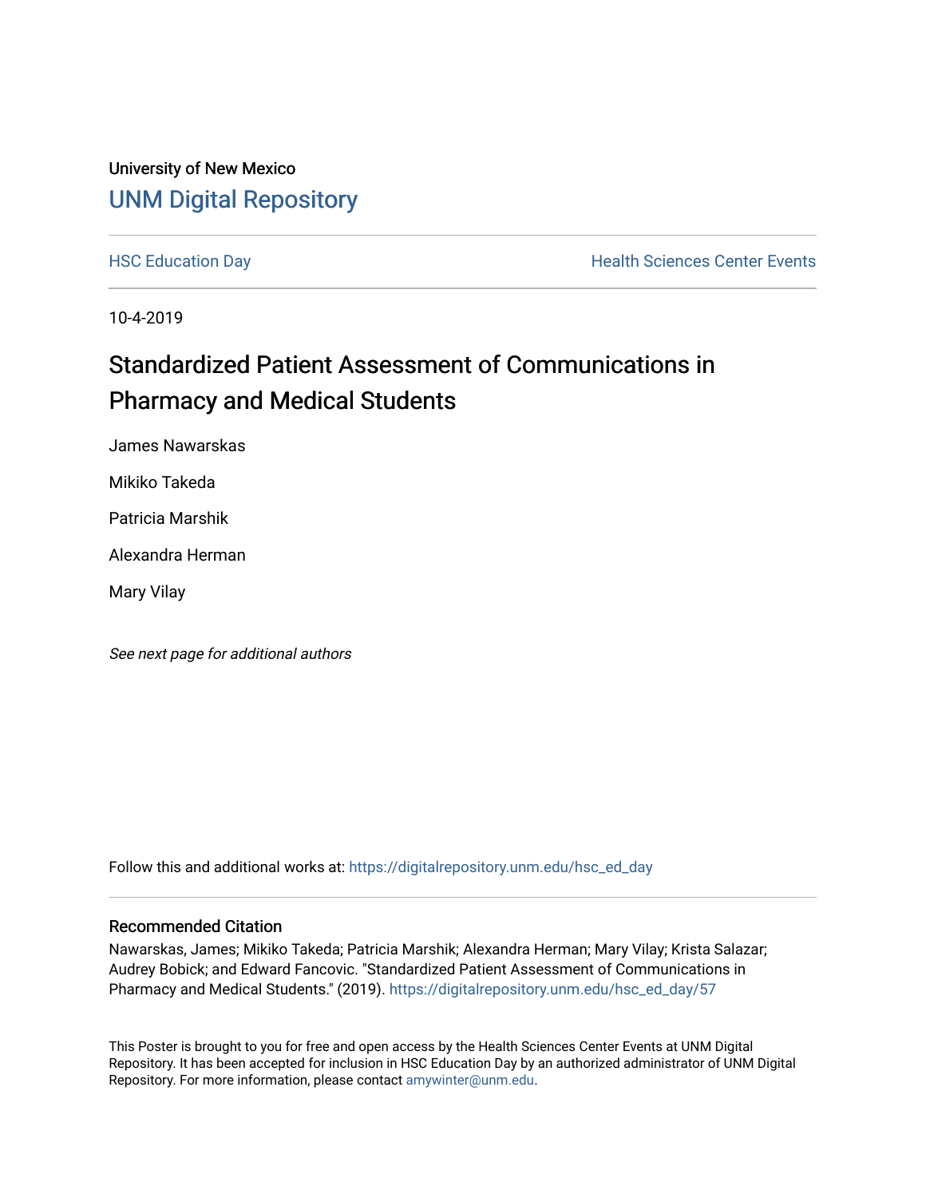University of New Mexico

# UNM Digital Repository

HSC Education Day

Health Sciences Center Events

10-4-2019

# Standardized Patient Assessment of Communications in Pharmacy and Medical Students

James Nawarskas

Mikiko Takeda

Patricia Marshik

Alexandra Herman

Mary Vilay

*See next page for additional authors*

Follow this and additional works at: https://digitalrepository.unm.edu/hsc_ed_day

## Recommended Citation

Nawarskas, James; Mikiko Takeda; Patricia Marshik; Alexandra Herman; Mary Vilay; Krista Salazar; Audrey Bobick; and Edward Fancovic. "Standardized Patient Assessment of Communications in Pharmacy and Medical Students." (2019). https://digitalrepository.unm.edu/hsc_ed_day/57

This Poster is brought to you for free and open access by the Health Sciences Center Events at UNM Digital Repository. It has been accepted for inclusion in HSC Education Day by an authorized administrator of UNM Digital Repository. For more information, please contact amywinter@unm.edu.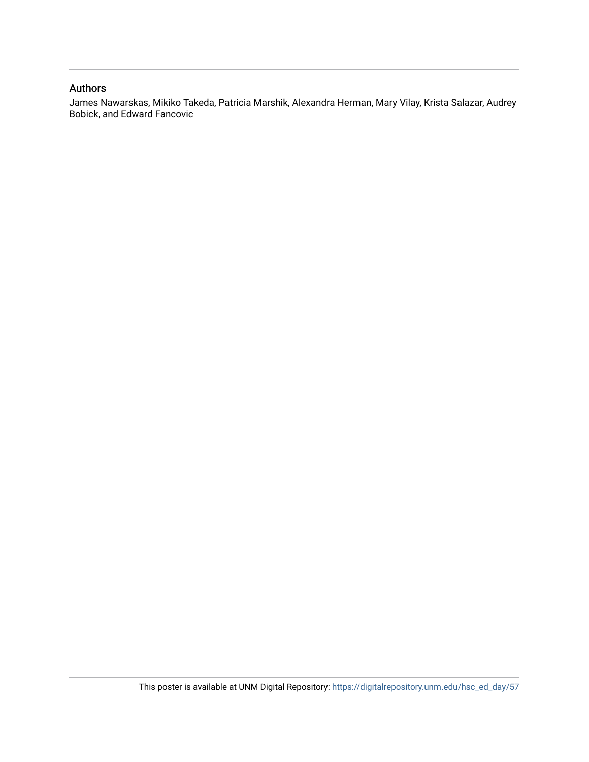## Authors

James Nawarskas, Mikiko Takeda, Patricia Marshik, Alexandra Herman, Mary Vilay, Krista Salazar, Audrey Bobick, and Edward Fancovic

This poster is available at UNM Digital Repository: https://digitalrepository.unm.edu/hsc_ed_day/57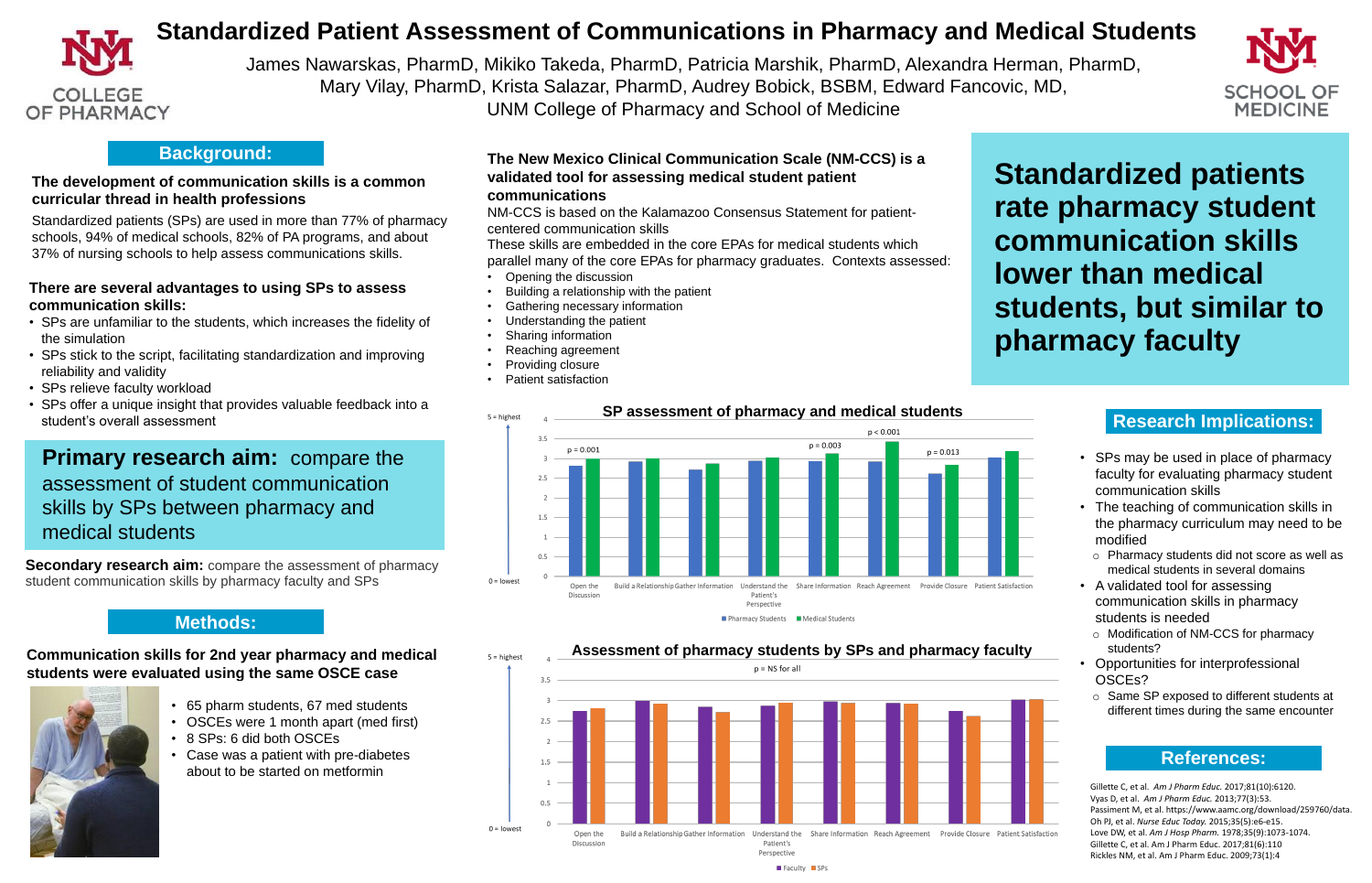# Standardized Patient Assessment of Communications in Pharmacy and Medical Students

James Nawarskas, PharmD, Mikiko Takeda, PharmD, Patricia Marshik, PharmD, Alexandra Herman, PharmD, Mary Vilay, PharmD, Krista Salazar, PharmD, Audrey Bobick, BSBM, Edward Fancovic, MD,
UNM College of Pharmacy and School of Medicine

COLLEGE OF PHARMACY

SCHOOL OF MEDICINE

## Background:

**The development of communication skills is a common curricular thread in health professions**

Standardized patients (SPs) are used in more than 77% of pharmacy schools, 94% of medical schools, 82% of PA programs, and about 37% of nursing schools to help assess communications skills.

**There are several advantages to using SPs to assess communication skills:**

- SPs are unfamiliar to the students, which increases the fidelity of the simulation
- SPs stick to the script, facilitating standardization and improving reliability and validity
- SPs relieve faculty workload
- SPs offer a unique insight that provides valuable feedback into a student's overall assessment

**Primary research aim:** compare the assessment of student communication skills by SPs between pharmacy and medical students

**Secondary research aim:** compare the assessment of pharmacy student communication skills by pharmacy faculty and SPs

## Methods:

**Communication skills for 2nd year pharmacy and medical students were evaluated using the same OSCE case**

- 65 pharm students, 67 med students
- OSCEs were 1 month apart (med first)
- 8 SPs: 6 did both OSCEs
- Case was a patient with pre-diabetes about to be started on metformin

**The New Mexico Clinical Communication Scale (NM-CCS) is a validated tool for assessing medical student patient communications**

NM-CCS is based on the Kalamazoo Consensus Statement for patient-centered communication skills

These skills are embedded in the core EPAs for medical students which parallel many of the core EPAs for pharmacy graduates. Contexts assessed:

- Opening the discussion
- Building a relationship with the patient
- Gathering necessary information
- Understanding the patient
- Sharing information
- Reaching agreement
- Providing closure
- Patient satisfaction

**SP assessment of pharmacy and medical students**

5 = highest
0 = lowest
p = 0.001
p = 0.003
p < 0.001
p = 0.013
Open the Discussion, Build a Relationship, Gather Information, Understand the Patient's Perspective, Share Information, Reach Agreement, Provide Closure, Patient Satisfaction
Pharmacy Students, Medical Students

**Assessment of pharmacy students by SPs and pharmacy faculty**

5 = highest
0 = lowest
p = NS for all
Open the Discussion, Build a Relationship, Gather Information, Understand the Patient's Perspective, Share Information, Reach Agreement, Provide Closure, Patient Satisfaction
Faculty, SPs

**Standardized patients rate pharmacy student communication skills lower than medical students, but similar to pharmacy faculty**

## Research Implications:

- SPs may be used in place of pharmacy faculty for evaluating pharmacy student communication skills
- The teaching of communication skills in the pharmacy curriculum may need to be modified
  - Pharmacy students did not score as well as medical students in several domains
- A validated tool for assessing communication skills in pharmacy students is needed
  - Modification of NM-CCS for pharmacy students?
- Opportunities for interprofessional OSCEs?
  - Same SP exposed to different students at different times during the same encounter

## References:

Gillette C, et al. *Am J Pharm Educ.* 2017;81(10):6120.
Vyas D, et al. *Am J Pharm Educ.* 2013;77(3):53.
Passiment M, et al. https://www.aamc.org/download/259760/data.
Oh PJ, et al. *Nurse Educ Today.* 2015;35(5):e6-e15.
Love DW, et al. *Am J Hosp Pharm.* 1978;35(9):1073-1074.
Gillette C, et al. Am J Pharm Educ. 2017;81(6):110
Rickles NM, et al. Am J Pharm Educ. 2009;73(1):4